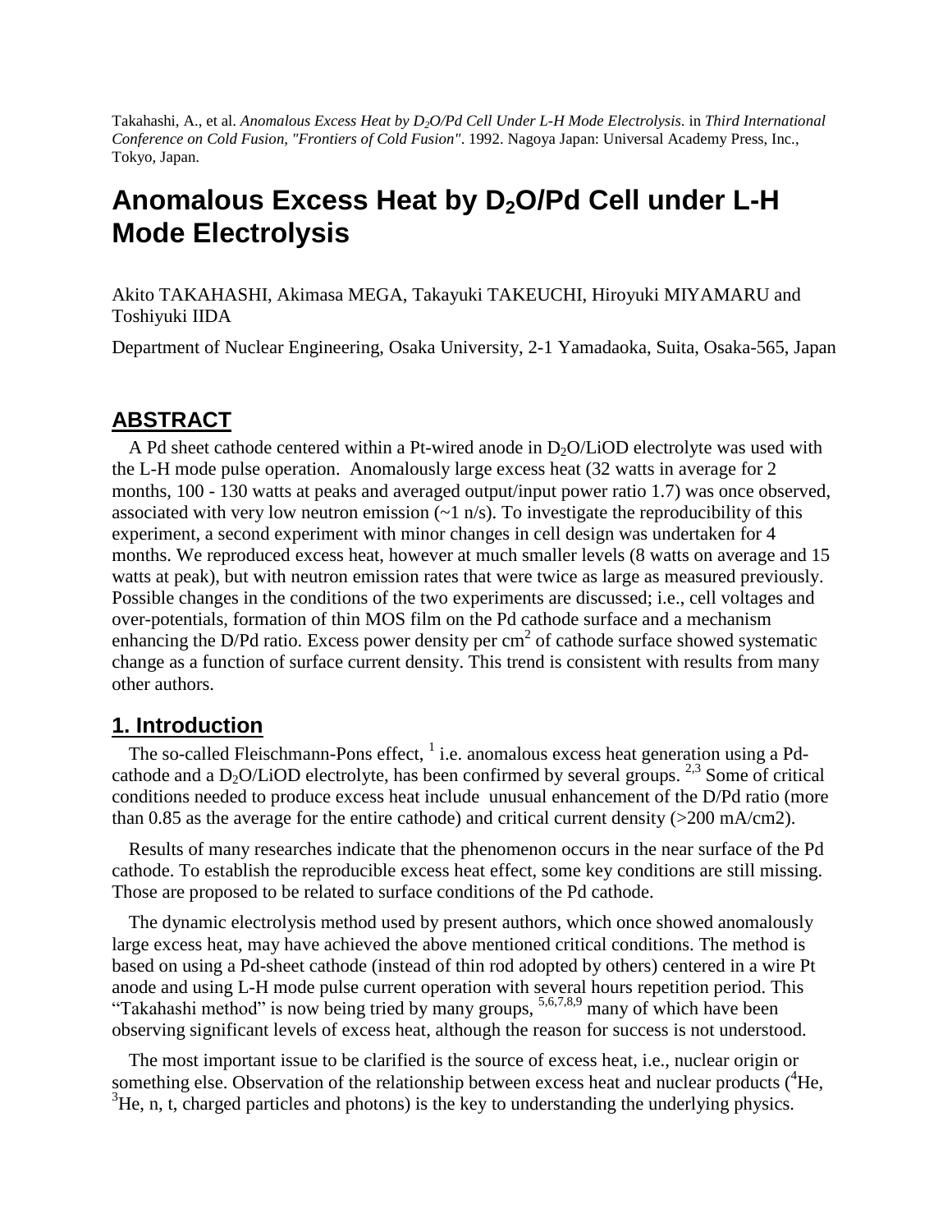Takahashi, A., et al. *Anomalous Excess Heat by $D_2O$/Pd Cell Under L-H Mode Electrolysis*. in *Third International Conference on Cold Fusion, "Frontiers of Cold Fusion"*. 1992. Nagoya Japan: Universal Academy Press, Inc., Tokyo, Japan.

# Anomalous Excess Heat by $D_2O$/Pd Cell under L-H Mode Electrolysis

Akito TAKAHASHI, Akimasa MEGA, Takayuki TAKEUCHI, Hiroyuki MIYAMARU and Toshiyuki IIDA

Department of Nuclear Engineering, Osaka University, 2-1 Yamadaoka, Suita, Osaka-565, Japan

## ABSTRACT

A Pd sheet cathode centered within a Pt-wired anode in $D_2O$/LiOD electrolyte was used with the L-H mode pulse operation. Anomalously large excess heat (32 watts in average for 2 months, 100 - 130 watts at peaks and averaged output/input power ratio 1.7) was once observed, associated with very low neutron emission (~1 n/s). To investigate the reproducibility of this experiment, a second experiment with minor changes in cell design was undertaken for 4 months. We reproduced excess heat, however at much smaller levels (8 watts on average and 15 watts at peak), but with neutron emission rates that were twice as large as measured previously. Possible changes in the conditions of the two experiments are discussed; i.e., cell voltages and over-potentials, formation of thin MOS film on the Pd cathode surface and a mechanism enhancing the D/Pd ratio. Excess power density per $cm^2$ of cathode surface showed systematic change as a function of surface current density. This trend is consistent with results from many other authors.

## 1. Introduction

The so-called Fleischmann-Pons effect, [1] i.e. anomalous excess heat generation using a Pd-cathode and a $D_2O$/LiOD electrolyte, has been confirmed by several groups. [2,3] Some of critical conditions needed to produce excess heat include unusual enhancement of the D/Pd ratio (more than 0.85 as the average for the entire cathode) and critical current density (>200 mA/cm2).

Results of many researches indicate that the phenomenon occurs in the near surface of the Pd cathode. To establish the reproducible excess heat effect, some key conditions are still missing. Those are proposed to be related to surface conditions of the Pd cathode.

The dynamic electrolysis method used by present authors, which once showed anomalously large excess heat, may have achieved the above mentioned critical conditions. The method is based on using a Pd-sheet cathode (instead of thin rod adopted by others) centered in a wire Pt anode and using L-H mode pulse current operation with several hours repetition period. This "Takahashi method" is now being tried by many groups, [5,6,7,8,9] many of which have been observing significant levels of excess heat, although the reason for success is not understood.

The most important issue to be clarified is the source of excess heat, i.e., nuclear origin or something else. Observation of the relationship between excess heat and nuclear products ($^4$He, $^3$He, n, t, charged particles and photons) is the key to understanding the underlying physics.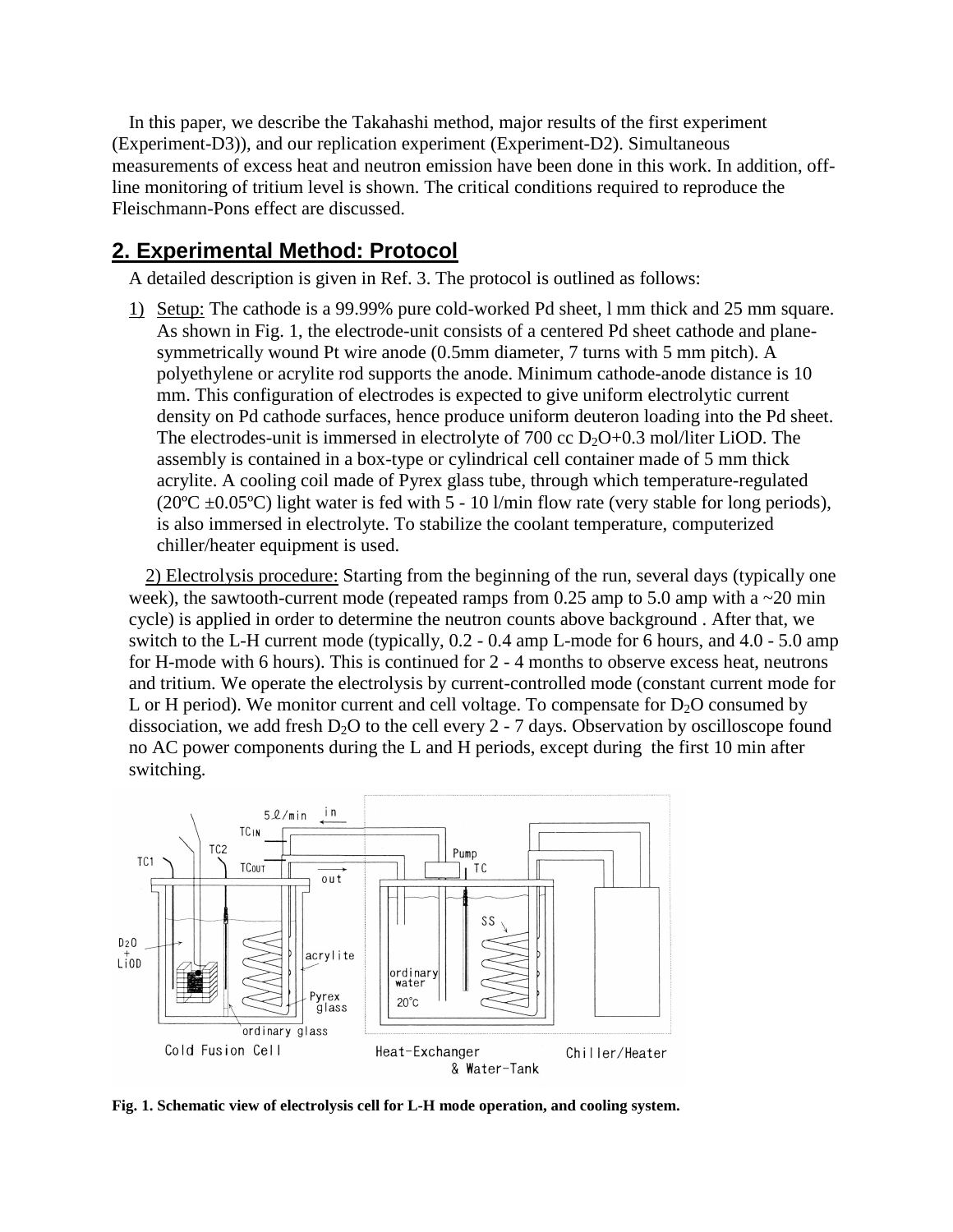In this paper, we describe the Takahashi method, major results of the first experiment (Experiment-D3)), and our replication experiment (Experiment-D2). Simultaneous measurements of excess heat and neutron emission have been done in this work. In addition, off-line monitoring of tritium level is shown. The critical conditions required to reproduce the Fleischmann-Pons effect are discussed.

## 2. Experimental Method: Protocol

A detailed description is given in Ref. 3. The protocol is outlined as follows:

1) Setup: The cathode is a 99.99% pure cold-worked Pd sheet, l mm thick and 25 mm square. As shown in Fig. 1, the electrode-unit consists of a centered Pd sheet cathode and plane-symmetrically wound Pt wire anode (0.5mm diameter, 7 turns with 5 mm pitch). A polyethylene or acrylite rod supports the anode. Minimum cathode-anode distance is 10 mm. This configuration of electrodes is expected to give uniform electrolytic current density on Pd cathode surfaces, hence produce uniform deuteron loading into the Pd sheet. The electrodes-unit is immersed in electrolyte of 700 cc $D_2O$+0.3 mol/liter LiOD. The assembly is contained in a box-type or cylindrical cell container made of 5 mm thick acrylite. A cooling coil made of Pyrex glass tube, through which temperature-regulated (20ºC ±0.05ºC) light water is fed with 5 - 10 l/min flow rate (very stable for long periods), is also immersed in electrolyte. To stabilize the coolant temperature, computerized chiller/heater equipment is used.

2) Electrolysis procedure: Starting from the beginning of the run, several days (typically one week), the sawtooth-current mode (repeated ramps from 0.25 amp to 5.0 amp with a ~20 min cycle) is applied in order to determine the neutron counts above background . After that, we switch to the L-H current mode (typically, 0.2 - 0.4 amp L-mode for 6 hours, and 4.0 - 5.0 amp for H-mode with 6 hours). This is continued for 2 - 4 months to observe excess heat, neutrons and tritium. We operate the electrolysis by current-controlled mode (constant current mode for L or H period). We monitor current and cell voltage. To compensate for $D_2O$ consumed by dissociation, we add fresh $D_2O$ to the cell every 2 - 7 days. Observation by oscilloscope found no AC power components during the L and H periods, except during the first 10 min after switching.

5ℓ/min in
TC_IN
TC1
TC2
TC_OUT
out
Pump
TC
SS
$D_2O$ + LiOD
acrylite
Pyrex glass
ordinary glass
ordinary water
20°C
Cold Fusion Cell
Heat-Exchanger & Water-Tank
Chiller/Heater

**Fig. 1. Schematic view of electrolysis cell for L-H mode operation, and cooling system.**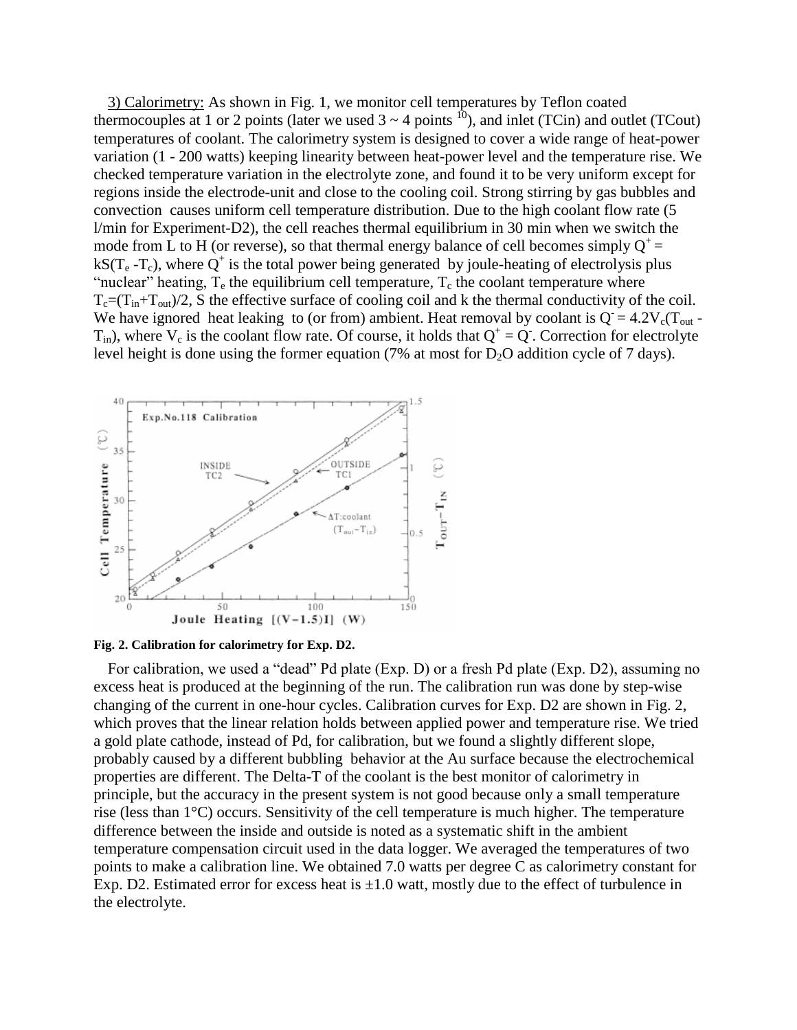3) Calorimetry: As shown in Fig. 1, we monitor cell temperatures by Teflon coated thermocouples at 1 or 2 points (later we used 3 ~ 4 points [10]), and inlet (TCin) and outlet (TCout) temperatures of coolant. The calorimetry system is designed to cover a wide range of heat-power variation (1 - 200 watts) keeping linearity between heat-power level and the temperature rise. We checked temperature variation in the electrolyte zone, and found it to be very uniform except for regions inside the electrode-unit and close to the cooling coil. Strong stirring by gas bubbles and convection causes uniform cell temperature distribution. Due to the high coolant flow rate (5 l/min for Experiment-D2), the cell reaches thermal equilibrium in 30 min when we switch the mode from L to H (or reverse), so that thermal energy balance of cell becomes simply $Q^+ = kS(T_e - T_c)$, where $Q^+$ is the total power being generated by joule-heating of electrolysis plus "nuclear" heating, $T_e$ the equilibrium cell temperature, $T_c$ the coolant temperature where $T_c=(T_{in}+T_{out})/2$, S the effective surface of cooling coil and k the thermal conductivity of the coil. We have ignored heat leaking to (or from) ambient. Heat removal by coolant is $Q^- = 4.2V_c(T_{out} - T_{in})$, where $V_c$ is the coolant flow rate. Of course, it holds that $Q^+ = Q^-$. Correction for electrolyte level height is done using the former equation (7% at most for $D_2O$ addition cycle of 7 days).

Exp.No.118 Calibration

Cell Temperature (℃)

INSIDE TC2

OUTSIDE TC1

ΔT:coolant ($T_{out}-T_{in}$)

$T_{OUT}-T_{IN}$ (℃)

Joule Heating [(V−1.5)I] (W)

20, 25, 30, 35, 40

0, 50, 100, 150

0, 0.5, 1, 1.5

**Fig. 2. Calibration for calorimetry for Exp. D2.**

For calibration, we used a "dead" Pd plate (Exp. D) or a fresh Pd plate (Exp. D2), assuming no excess heat is produced at the beginning of the run. The calibration run was done by step-wise changing of the current in one-hour cycles. Calibration curves for Exp. D2 are shown in Fig. 2, which proves that the linear relation holds between applied power and temperature rise. We tried a gold plate cathode, instead of Pd, for calibration, but we found a slightly different slope, probably caused by a different bubbling behavior at the Au surface because the electrochemical properties are different. The Delta-T of the coolant is the best monitor of calorimetry in principle, but the accuracy in the present system is not good because only a small temperature rise (less than 1°C) occurs. Sensitivity of the cell temperature is much higher. The temperature difference between the inside and outside is noted as a systematic shift in the ambient temperature compensation circuit used in the data logger. We averaged the temperatures of two points to make a calibration line. We obtained 7.0 watts per degree C as calorimetry constant for Exp. D2. Estimated error for excess heat is ±1.0 watt, mostly due to the effect of turbulence in the electrolyte.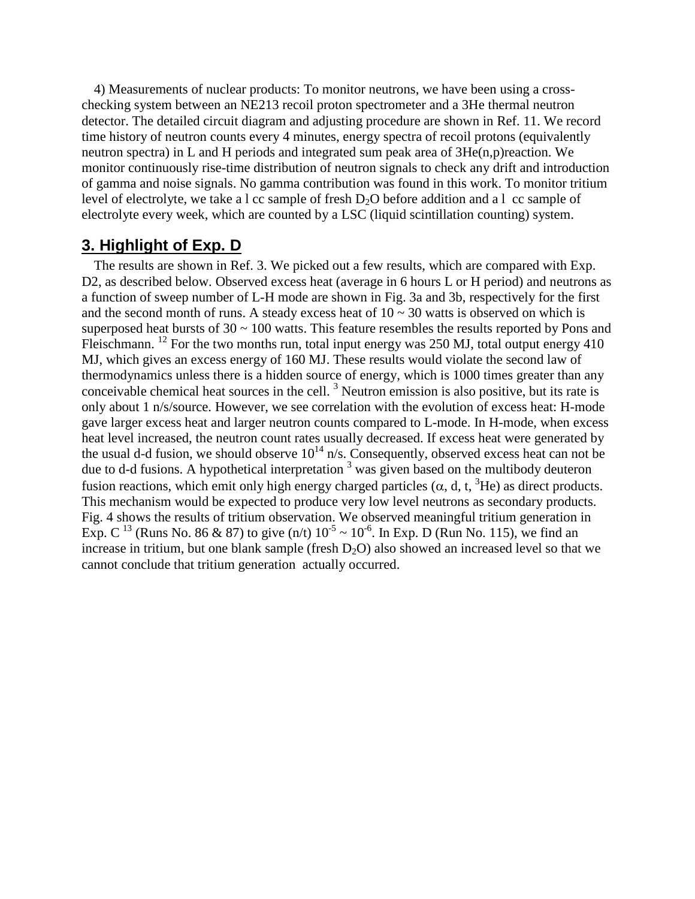4) Measurements of nuclear products: To monitor neutrons, we have been using a cross-checking system between an NE213 recoil proton spectrometer and a 3He thermal neutron detector. The detailed circuit diagram and adjusting procedure are shown in Ref. 11. We record time history of neutron counts every 4 minutes, energy spectra of recoil protons (equivalently neutron spectra) in L and H periods and integrated sum peak area of 3He(n,p)reaction. We monitor continuously rise-time distribution of neutron signals to check any drift and introduction of gamma and noise signals. No gamma contribution was found in this work. To monitor tritium level of electrolyte, we take a l cc sample of fresh $D_2O$ before addition and a l cc sample of electrolyte every week, which are counted by a LSC (liquid scintillation counting) system.

## 3. Highlight of Exp. D

The results are shown in Ref. 3. We picked out a few results, which are compared with Exp. D2, as described below. Observed excess heat (average in 6 hours L or H period) and neutrons as a function of sweep number of L-H mode are shown in Fig. 3a and 3b, respectively for the first and the second month of runs. A steady excess heat of 10 ~ 30 watts is observed on which is superposed heat bursts of 30 ~ 100 watts. This feature resembles the results reported by Pons and Fleischmann. [12] For the two months run, total input energy was 250 MJ, total output energy 410 MJ, which gives an excess energy of 160 MJ. These results would violate the second law of thermodynamics unless there is a hidden source of energy, which is 1000 times greater than any conceivable chemical heat sources in the cell. [3] Neutron emission is also positive, but its rate is only about 1 n/s/source. However, we see correlation with the evolution of excess heat: H-mode gave larger excess heat and larger neutron counts compared to L-mode. In H-mode, when excess heat level increased, the neutron count rates usually decreased. If excess heat were generated by the usual d-d fusion, we should observe $10^{14}$ n/s. Consequently, observed excess heat can not be due to d-d fusions. A hypothetical interpretation [3] was given based on the multibody deuteron fusion reactions, which emit only high energy charged particles ($\alpha$, d, t, $^{3}He$) as direct products. This mechanism would be expected to produce very low level neutrons as secondary products. Fig. 4 shows the results of tritium observation. We observed meaningful tritium generation in Exp. C [13] (Runs No. 86 & 87) to give (n/t) $10^{-5} \sim 10^{-6}$. In Exp. D (Run No. 115), we find an increase in tritium, but one blank sample (fresh $D_2O$) also showed an increased level so that we cannot conclude that tritium generation actually occurred.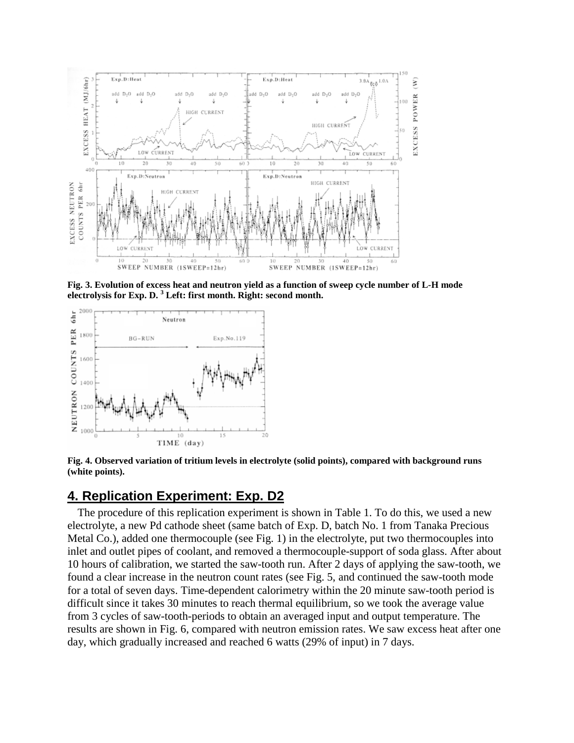Exp.D:Heat

add $D_2O$ add $D_2O$ add $D_2O$ add $D_2O$

HIGH CURRENT

LOW CURRENT

EXCESS HEAT (MJ/6hr)

0 1 2 3

0 10 20 30 40 50 60

Exp.D:Heat

3.0A 1.0A

add $D_2O$ add $D_2O$ add $D_2O$ add $D_2O$

HIGH CURRENT

LOW CURRENT

EXCESS POWER (W)

0 50 100 150

0 10 20 30 40 50 60

Exp.D:Neutron

HIGH CURRENT

LOW CURRENT

EXCESS NEUTRON COUNTS PER 6hr

0 200 400

0 10 20 30 40 50 60

SWEEP NUMBER (1SWEEP=12hr)

Exp.D:Neutron

HIGH CURRENT

LOW CURRENT

0 10 20 30 40 50 60

SWEEP NUMBER (1SWEEP=12hr)

**Fig. 3. Evolution of excess heat and neutron yield as a function of sweep cycle number of L-H mode electrolysis for Exp. D.** [3] **Left: first month. Right: second month.**

Neutron

BG-RUN

Exp.No.119

NEUTRON COUNTS PER 6hr

1000 1200 1400 1600 1800 2000

0 5 10 15 20

TIME (day)

**Fig. 4. Observed variation of tritium levels in electrolyte (solid points), compared with background runs (white points).**

## 4. Replication Experiment: Exp. D2

The procedure of this replication experiment is shown in Table 1. To do this, we used a new electrolyte, a new Pd cathode sheet (same batch of Exp. D, batch No. 1 from Tanaka Precious Metal Co.), added one thermocouple (see Fig. 1) in the electrolyte, put two thermocouples into inlet and outlet pipes of coolant, and removed a thermocouple-support of soda glass. After about 10 hours of calibration, we started the saw-tooth run. After 2 days of applying the saw-tooth, we found a clear increase in the neutron count rates (see Fig. 5, and continued the saw-tooth mode for a total of seven days. Time-dependent calorimetry within the 20 minute saw-tooth period is difficult since it takes 30 minutes to reach thermal equilibrium, so we took the average value from 3 cycles of saw-tooth-periods to obtain an averaged input and output temperature. The results are shown in Fig. 6, compared with neutron emission rates. We saw excess heat after one day, which gradually increased and reached 6 watts (29% of input) in 7 days.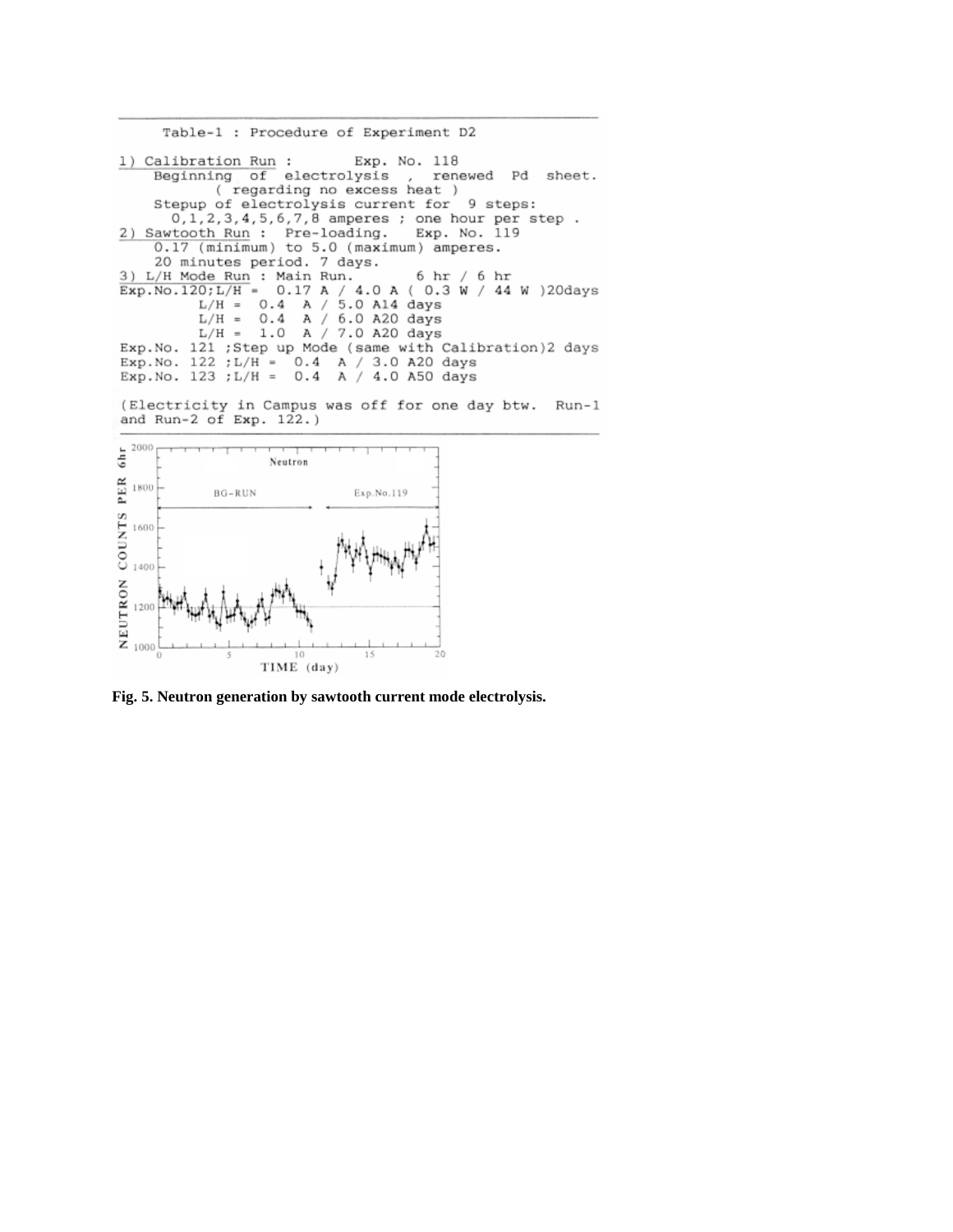Table-1 : Procedure of Experiment D2

1) Calibration Run : Exp. No. 118
   Beginning of electrolysis , renewed Pd sheet.
   ( regarding no excess heat )
   Stepup of electrolysis current for 9 steps:
   0,1,2,3,4,5,6,7,8 amperes ; one hour per step .

2) Sawtooth Run : Pre-loading. Exp. No. 119
   0.17 (minimum) to 5.0 (maximum) amperes.
   20 minutes period. 7 days.

3) L/H Mode Run : Main Run. 6 hr / 6 hr

Exp.No.120;L/H = 0.17 A / 4.0 A ( 0.3 W / 44 W )20days
   L/H = 0.4 A / 5.0 A14 days
   L/H = 0.4 A / 6.0 A20 days
   L/H = 1.0 A / 7.0 A20 days

Exp.No. 121 ;Step up Mode (same with Calibration)2 days
Exp.No. 122 ;L/H = 0.4 A / 3.0 A20 days
Exp.No. 123 ;L/H = 0.4 A / 4.0 A50 days

(Electricity in Campus was off for one day btw. Run-1 and Run-2 of Exp. 122.)

Neutron
BG-RUN
Exp.No.119
NEUTRON COUNTS PER 6hr
2000
1800
1600
1400
1200
1000
0
5
10
15
20
TIME (day)

**Fig. 5. Neutron generation by sawtooth current mode electrolysis.**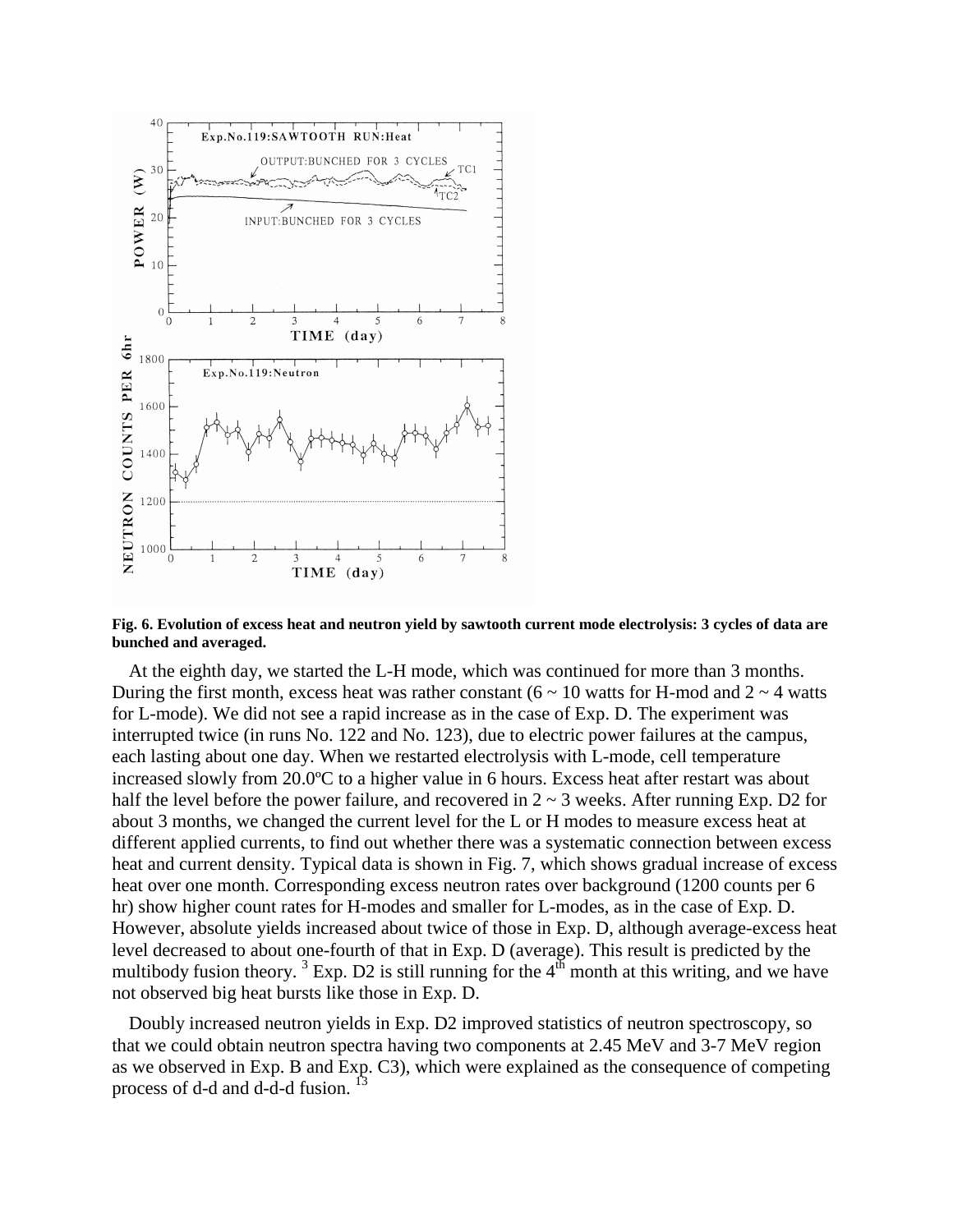Exp.No.119:SAWTOOTH RUN:Heat

OUTPUT:BUNCHED FOR 3 CYCLES

TC1

TC2

INPUT:BUNCHED FOR 3 CYCLES

POWER (W)

40
30
20
10
0

0 1 2 3 4 5 6 7 8

TIME (day)

Exp.No.119:Neutron

NEUTRON COUNTS PER 6hr

1800
1600
1400
1200
1000

0 1 2 3 4 5 6 7 8

TIME (day)

**Fig. 6. Evolution of excess heat and neutron yield by sawtooth current mode electrolysis: 3 cycles of data are bunched and averaged.**

At the eighth day, we started the L-H mode, which was continued for more than 3 months. During the first month, excess heat was rather constant (6 ~ 10 watts for H-mod and 2 ~ 4 watts for L-mode). We did not see a rapid increase as in the case of Exp. D. The experiment was interrupted twice (in runs No. 122 and No. 123), due to electric power failures at the campus, each lasting about one day. When we restarted electrolysis with L-mode, cell temperature increased slowly from 20.0ºC to a higher value in 6 hours. Excess heat after restart was about half the level before the power failure, and recovered in 2 ~ 3 weeks. After running Exp. D2 for about 3 months, we changed the current level for the L or H modes to measure excess heat at different applied currents, to find out whether there was a systematic connection between excess heat and current density. Typical data is shown in Fig. 7, which shows gradual increase of excess heat over one month. Corresponding excess neutron rates over background (1200 counts per 6 hr) show higher count rates for H-modes and smaller for L-modes, as in the case of Exp. D. However, absolute yields increased about twice of those in Exp. D, although average-excess heat level decreased to about one-fourth of that in Exp. D (average). This result is predicted by the multibody fusion theory. [3] Exp. D2 is still running for the 4th month at this writing, and we have not observed big heat bursts like those in Exp. D.

Doubly increased neutron yields in Exp. D2 improved statistics of neutron spectroscopy, so that we could obtain neutron spectra having two components at 2.45 MeV and 3-7 MeV region as we observed in Exp. B and Exp. C3), which were explained as the consequence of competing process of d-d and d-d-d fusion. [13]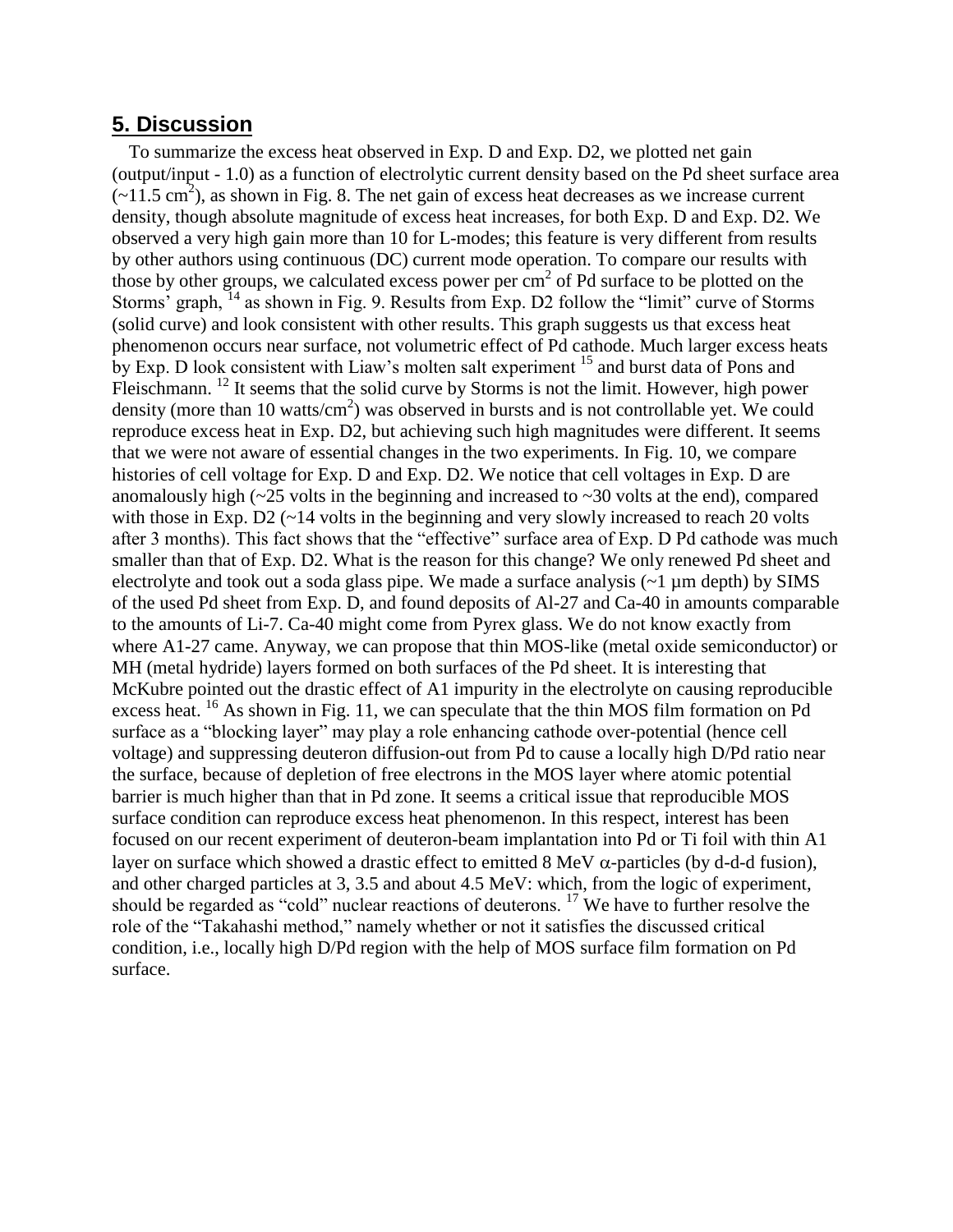## 5. Discussion

To summarize the excess heat observed in Exp. D and Exp. D2, we plotted net gain (output/input - 1.0) as a function of electrolytic current density based on the Pd sheet surface area (~11.5 $cm^2$), as shown in Fig. 8. The net gain of excess heat decreases as we increase current density, though absolute magnitude of excess heat increases, for both Exp. D and Exp. D2. We observed a very high gain more than 10 for L-modes; this feature is very different from results by other authors using continuous (DC) current mode operation. To compare our results with those by other groups, we calculated excess power per $cm^2$ of Pd surface to be plotted on the Storms' graph, [14] as shown in Fig. 9. Results from Exp. D2 follow the "limit" curve of Storms (solid curve) and look consistent with other results. This graph suggests us that excess heat phenomenon occurs near surface, not volumetric effect of Pd cathode. Much larger excess heats by Exp. D look consistent with Liaw's molten salt experiment [15] and burst data of Pons and Fleischmann. [12] It seems that the solid curve by Storms is not the limit. However, high power density (more than 10 watts/$cm^2$) was observed in bursts and is not controllable yet. We could reproduce excess heat in Exp. D2, but achieving such high magnitudes were different. It seems that we were not aware of essential changes in the two experiments. In Fig. 10, we compare histories of cell voltage for Exp. D and Exp. D2. We notice that cell voltages in Exp. D are anomalously high (~25 volts in the beginning and increased to ~30 volts at the end), compared with those in Exp. D2 (~14 volts in the beginning and very slowly increased to reach 20 volts after 3 months). This fact shows that the "effective" surface area of Exp. D Pd cathode was much smaller than that of Exp. D2. What is the reason for this change? We only renewed Pd sheet and electrolyte and took out a soda glass pipe. We made a surface analysis (~1 µm depth) by SIMS of the used Pd sheet from Exp. D, and found deposits of Al-27 and Ca-40 in amounts comparable to the amounts of Li-7. Ca-40 might come from Pyrex glass. We do not know exactly from where A1-27 came. Anyway, we can propose that thin MOS-like (metal oxide semiconductor) or MH (metal hydride) layers formed on both surfaces of the Pd sheet. It is interesting that McKubre pointed out the drastic effect of A1 impurity in the electrolyte on causing reproducible excess heat. [16] As shown in Fig. 11, we can speculate that the thin MOS film formation on Pd surface as a "blocking layer" may play a role enhancing cathode over-potential (hence cell voltage) and suppressing deuteron diffusion-out from Pd to cause a locally high D/Pd ratio near the surface, because of depletion of free electrons in the MOS layer where atomic potential barrier is much higher than that in Pd zone. It seems a critical issue that reproducible MOS surface condition can reproduce excess heat phenomenon. In this respect, interest has been focused on our recent experiment of deuteron-beam implantation into Pd or Ti foil with thin A1 layer on surface which showed a drastic effect to emitted 8 MeV $\alpha$-particles (by d-d-d fusion), and other charged particles at 3, 3.5 and about 4.5 MeV: which, from the logic of experiment, should be regarded as "cold" nuclear reactions of deuterons. [17] We have to further resolve the role of the "Takahashi method," namely whether or not it satisfies the discussed critical condition, i.e., locally high D/Pd region with the help of MOS surface film formation on Pd surface.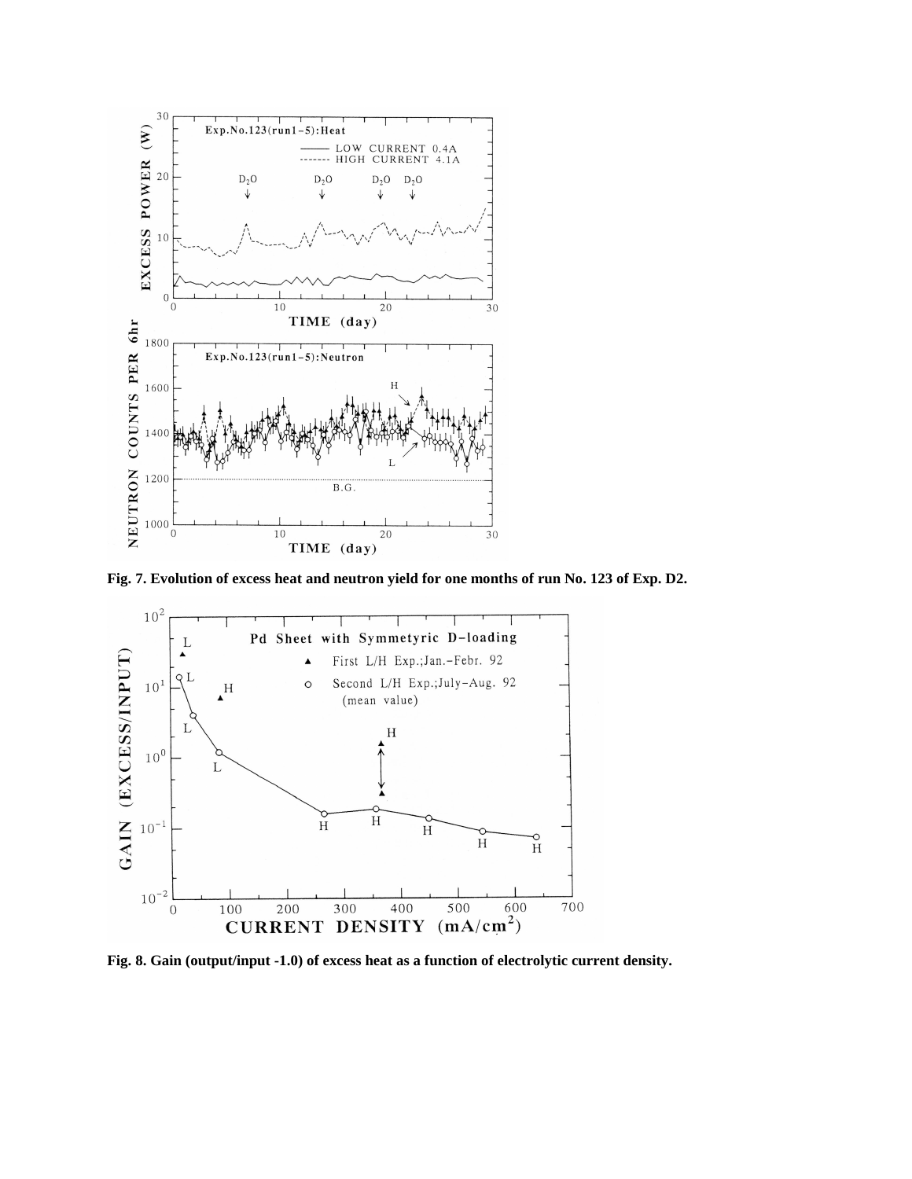Exp.No.123(run1-5):Heat

LOW CURRENT 0.4A

HIGH CURRENT 4.1A

$D_2O$ $D_2O$ $D_2O$ $D_2O$

EXCESS POWER (W)

0 10 20 30

TIME (day)

Exp.No.123(run1-5):Neutron

NEUTRON COUNTS PER 6hr

1000 1200 1400 1600 1800

H

L

B.G.

0 10 20 30

TIME (day)

**Fig. 7. Evolution of excess heat and neutron yield for one months of run No. 123 of Exp. D2.**

Pd Sheet with Symmetyric D-loading

▲ First L/H Exp.;Jan.-Febr. 92

○ Second L/H Exp.;July-Aug. 92 (mean value)

GAIN (EXCESS/INPUT)

$10^{-2}$ $10^{-1}$ $10^{0}$ $10^{1}$ $10^{2}$

L L L L H H H H H H H H

0 100 200 300 400 500 600 700

CURRENT DENSITY ($mA/cm^2$)

**Fig. 8. Gain (output/input -1.0) of excess heat as a function of electrolytic current density.**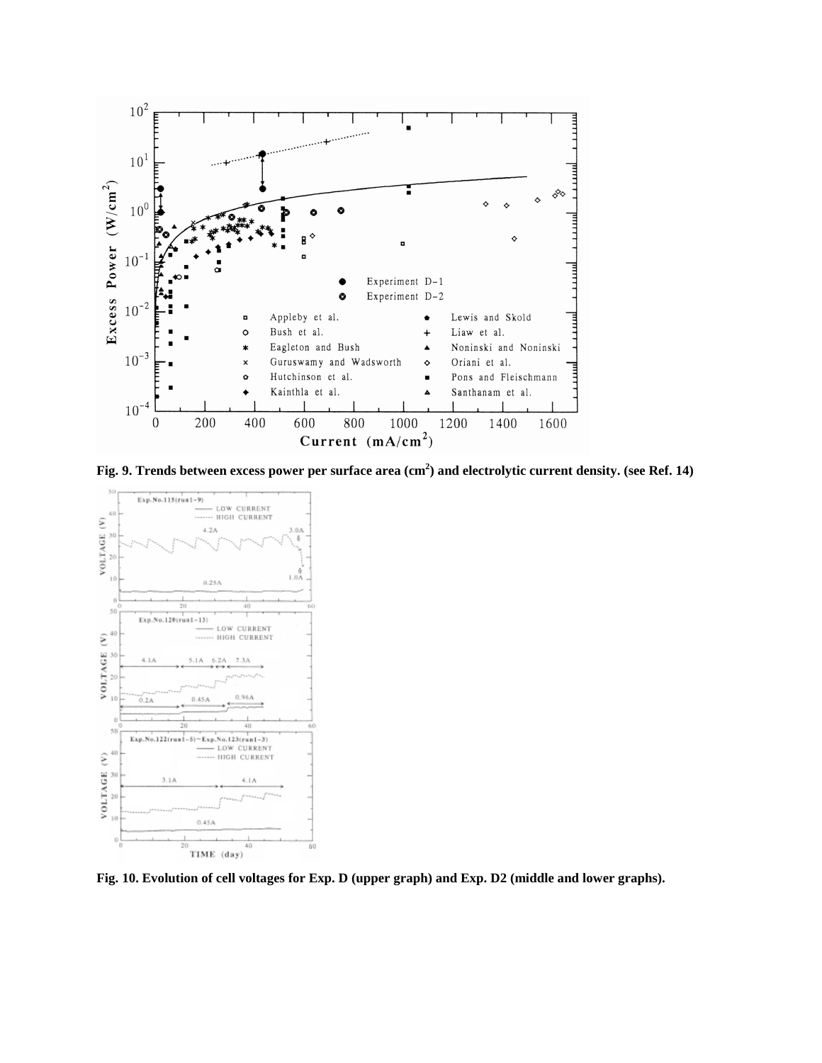$10^2$

$10^1$

$10^0$

$10^{-1}$

$10^{-2}$

$10^{-3}$

$10^{-4}$

Excess Power $(W/cm^2)$

0 200 400 600 800 1000 1200 1400 1600

Current $(mA/cm^2)$

Experiment D-1

Experiment D-2

Appleby et al.

Bush et al.

Eagleton and Bush

Guruswamy and Wadsworth

Hutchinson et al.

Kainthla et al.

Lewis and Skold

Liaw et al.

Noninski and Noninski

Oriani et al.

Pons and Fleischmann

Santhanam et al.

**Fig. 9. Trends between excess power per surface area ($cm^2$) and electrolytic current density. (see Ref. 14)**

Exp.No.115(run1-9)

LOW CURRENT

HIGH CURRENT

4.2A

3.0A

1.0A

0.25A

Exp.No.120(run1-13)

LOW CURRENT

HIGH CURRENT

4.1A 5.1A 6.2A 7.3A

0.2A 0.45A 0.96A

Exp.No.122(run1-5)~Exp.No.123(run1-3)

LOW CURRENT

HIGH CURRENT

3.1A 4.1A

0.45A

VOLTAGE (V)

TIME (day)

**Fig. 10. Evolution of cell voltages for Exp. D (upper graph) and Exp. D2 (middle and lower graphs).**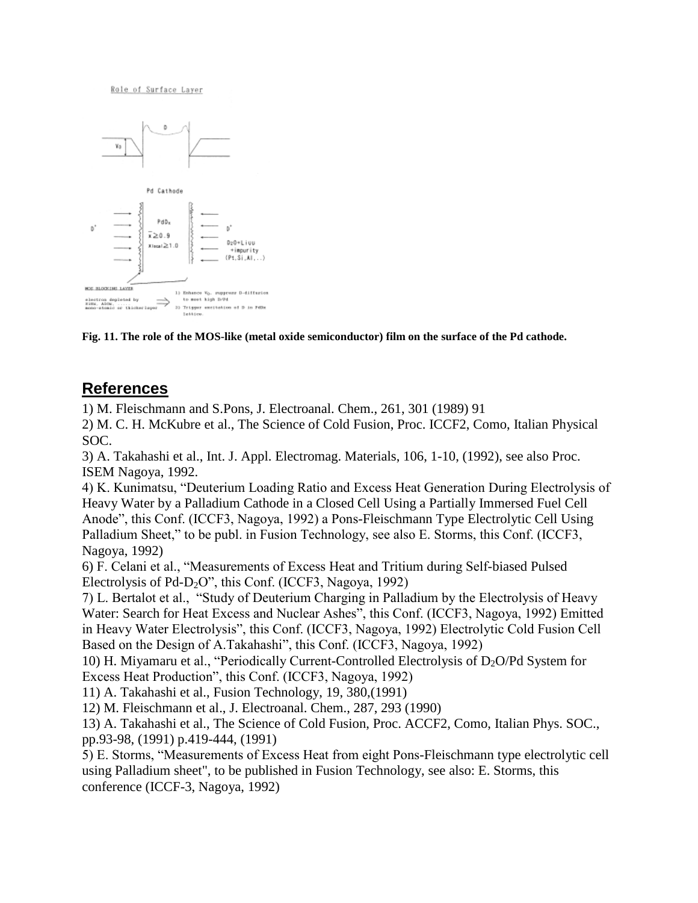Role of Surface Layer

$V_0$

D

Pd Cathode

$D^+$

$PdD_x$

$\bar{x} \geq 0.9$

$x_{local} \geq 1.0$

$D^+$

$D_2O$+LiOD

+impurity

(Pt,Si,Al,...)

MOS BLOCKING LAYER

electron depleted by Si(?), Al(?), .... mono-atomic or thicker layer

1) Enhance $V_0$, suppress D-diffusion to meet high D/Pd

2) Trigger excitation of D in PdDx lattice.

**Fig. 11. The role of the MOS-like (metal oxide semiconductor) film on the surface of the Pd cathode.**

## References

1) M. Fleischmann and S.Pons, J. Electroanal. Chem., 261, 301 (1989) 91

2) M. C. H. McKubre et al., The Science of Cold Fusion, Proc. ICCF2, Como, Italian Physical SOC.

3) A. Takahashi et al., Int. J. Appl. Electromag. Materials, 106, 1-10, (1992), see also Proc. ISEM Nagoya, 1992.

4) K. Kunimatsu, "Deuterium Loading Ratio and Excess Heat Generation During Electrolysis of Heavy Water by a Palladium Cathode in a Closed Cell Using a Partially Immersed Fuel Cell Anode", this Conf. (ICCF3, Nagoya, 1992) a Pons-Fleischmann Type Electrolytic Cell Using Palladium Sheet," to be publ. in Fusion Technology, see also E. Storms, this Conf. (ICCF3, Nagoya, 1992)

6) F. Celani et al., "Measurements of Excess Heat and Tritium during Self-biased Pulsed Electrolysis of Pd-$D_2O$", this Conf. (ICCF3, Nagoya, 1992)

7) L. Bertalot et al., "Study of Deuterium Charging in Palladium by the Electrolysis of Heavy Water: Search for Heat Excess and Nuclear Ashes", this Conf. (ICCF3, Nagoya, 1992) Emitted in Heavy Water Electrolysis", this Conf. (ICCF3, Nagoya, 1992) Electrolytic Cold Fusion Cell Based on the Design of A.Takahashi", this Conf. (ICCF3, Nagoya, 1992)

10) H. Miyamaru et al., "Periodically Current-Controlled Electrolysis of $D_2O$/Pd System for Excess Heat Production", this Conf. (ICCF3, Nagoya, 1992)

11) A. Takahashi et al., Fusion Technology, 19, 380,(1991)

12) M. Fleischmann et al., J. Electroanal. Chem., 287, 293 (1990)

13) A. Takahashi et al., The Science of Cold Fusion, Proc. ACCF2, Como, Italian Phys. SOC., pp.93-98, (1991) p.419-444, (1991)

5) E. Storms, "Measurements of Excess Heat from eight Pons-Fleischmann type electrolytic cell using Palladium sheet", to be published in Fusion Technology, see also: E. Storms, this conference (ICCF-3, Nagoya, 1992)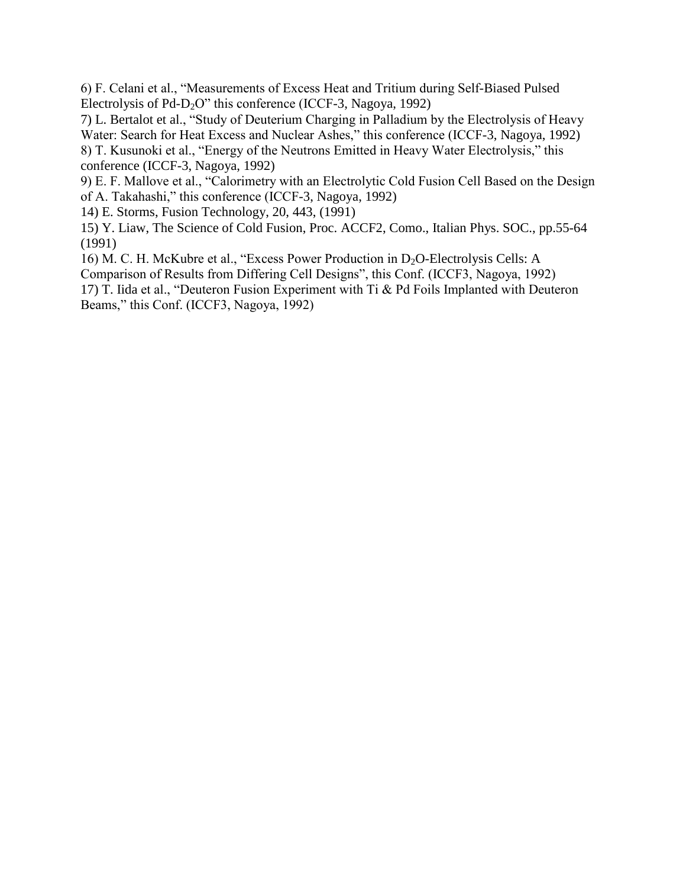6) F. Celani et al., "Measurements of Excess Heat and Tritium during Self-Biased Pulsed Electrolysis of Pd-$D_2O$" this conference (ICCF-3, Nagoya, 1992)

7) L. Bertalot et al., "Study of Deuterium Charging in Palladium by the Electrolysis of Heavy Water: Search for Heat Excess and Nuclear Ashes," this conference (ICCF-3, Nagoya, 1992)

8) T. Kusunoki et al., "Energy of the Neutrons Emitted in Heavy Water Electrolysis," this conference (ICCF-3, Nagoya, 1992)

9) E. F. Mallove et al., "Calorimetry with an Electrolytic Cold Fusion Cell Based on the Design of A. Takahashi," this conference (ICCF-3, Nagoya, 1992)

14) E. Storms, Fusion Technology, 20, 443, (1991)

15) Y. Liaw, The Science of Cold Fusion, Proc. ACCF2, Como., Italian Phys. SOC., pp.55-64 (1991)

16) M. C. H. McKubre et al., "Excess Power Production in $D_2O$-Electrolysis Cells: A Comparison of Results from Differing Cell Designs", this Conf. (ICCF3, Nagoya, 1992)

17) T. Iida et al., "Deuteron Fusion Experiment with Ti & Pd Foils Implanted with Deuteron Beams," this Conf. (ICCF3, Nagoya, 1992)